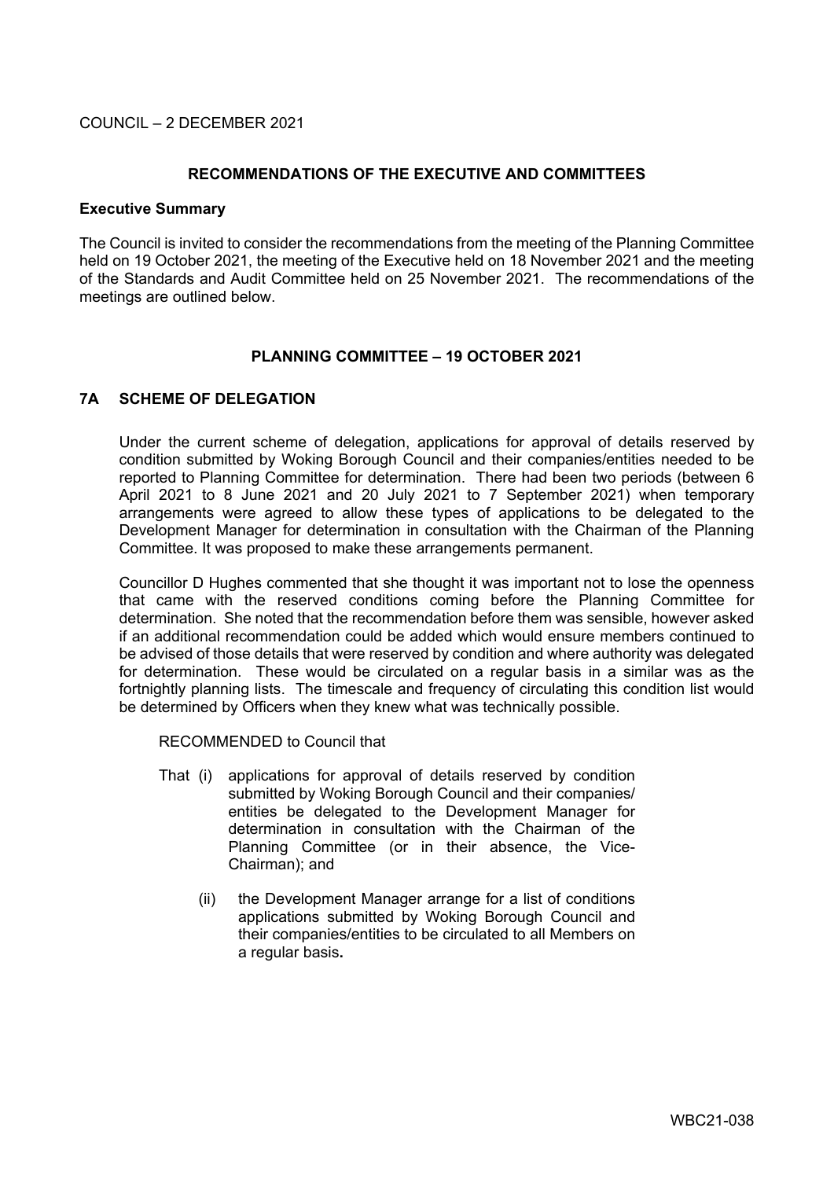COUNCIL – 2 DECEMBER 2021

## RECOMMENDATIONS OF THE EXECUTIVE AND COMMITTEES

**Executive Summary**

The Council is invited to consider the recommendations from the meeting of the Planning Committee held on 19 October 2021, the meeting of the Executive held on 18 November 2021 and the meeting of the Standards and Audit Committee held on 25 November 2021. The recommendations of the meetings are outlined below.

## PLANNING COMMITTEE – 19 OCTOBER 2021

### 7A SCHEME OF DELEGATION

Under the current scheme of delegation, applications for approval of details reserved by condition submitted by Woking Borough Council and their companies/entities needed to be reported to Planning Committee for determination. There had been two periods (between 6 April 2021 to 8 June 2021 and 20 July 2021 to 7 September 2021) when temporary arrangements were agreed to allow these types of applications to be delegated to the Development Manager for determination in consultation with the Chairman of the Planning Committee. It was proposed to make these arrangements permanent.

Councillor D Hughes commented that she thought it was important not to lose the openness that came with the reserved conditions coming before the Planning Committee for determination. She noted that the recommendation before them was sensible, however asked if an additional recommendation could be added which would ensure members continued to be advised of those details that were reserved by condition and where authority was delegated for determination. These would be circulated on a regular basis in a similar was as the fortnightly planning lists. The timescale and frequency of circulating this condition list would be determined by Officers when they knew what was technically possible.

RECOMMENDED to Council that

That (i) applications for approval of details reserved by condition submitted by Woking Borough Council and their companies/ entities be delegated to the Development Manager for determination in consultation with the Chairman of the Planning Committee (or in their absence, the Vice-Chairman); and

(ii) the Development Manager arrange for a list of conditions applications submitted by Woking Borough Council and their companies/entities to be circulated to all Members on a regular basis**.**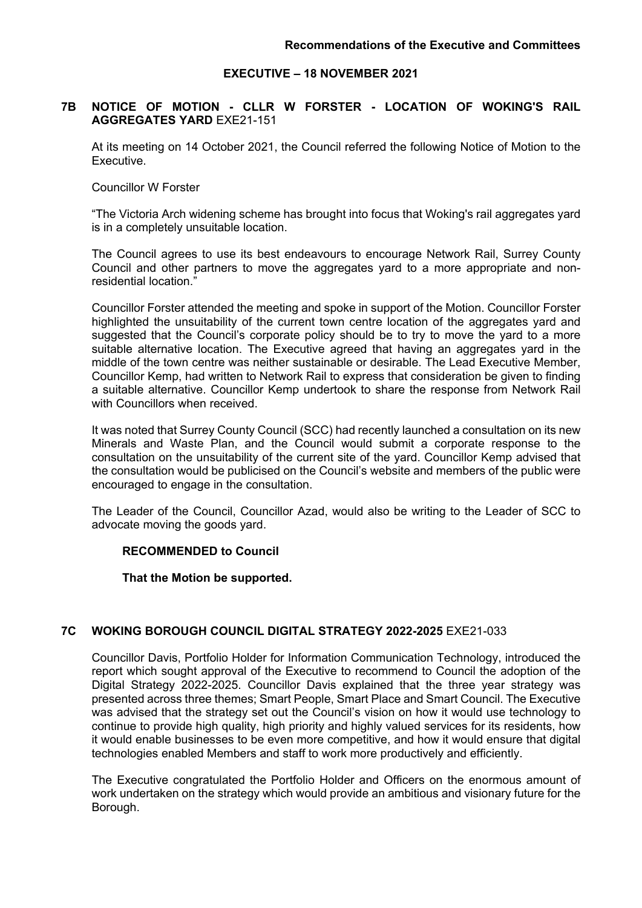**Recommendations of the Executive and Committees**

## EXECUTIVE – 18 NOVEMBER 2021

### 7B NOTICE OF MOTION - CLLR W FORSTER - LOCATION OF WOKING'S RAIL AGGREGATES YARD EXE21-151

At its meeting on 14 October 2021, the Council referred the following Notice of Motion to the Executive.

Councillor W Forster

"The Victoria Arch widening scheme has brought into focus that Woking's rail aggregates yard is in a completely unsuitable location.

The Council agrees to use its best endeavours to encourage Network Rail, Surrey County Council and other partners to move the aggregates yard to a more appropriate and non-residential location."

Councillor Forster attended the meeting and spoke in support of the Motion. Councillor Forster highlighted the unsuitability of the current town centre location of the aggregates yard and suggested that the Council's corporate policy should be to try to move the yard to a more suitable alternative location. The Executive agreed that having an aggregates yard in the middle of the town centre was neither sustainable or desirable. The Lead Executive Member, Councillor Kemp, had written to Network Rail to express that consideration be given to finding a suitable alternative. Councillor Kemp undertook to share the response from Network Rail with Councillors when received.

It was noted that Surrey County Council (SCC) had recently launched a consultation on its new Minerals and Waste Plan, and the Council would submit a corporate response to the consultation on the unsuitability of the current site of the yard. Councillor Kemp advised that the consultation would be publicised on the Council's website and members of the public were encouraged to engage in the consultation.

The Leader of the Council, Councillor Azad, would also be writing to the Leader of SCC to advocate moving the goods yard.

**RECOMMENDED to Council**

**That the Motion be supported.**

### 7C WOKING BOROUGH COUNCIL DIGITAL STRATEGY 2022-2025 EXE21-033

Councillor Davis, Portfolio Holder for Information Communication Technology, introduced the report which sought approval of the Executive to recommend to Council the adoption of the Digital Strategy 2022-2025. Councillor Davis explained that the three year strategy was presented across three themes; Smart People, Smart Place and Smart Council. The Executive was advised that the strategy set out the Council's vision on how it would use technology to continue to provide high quality, high priority and highly valued services for its residents, how it would enable businesses to be even more competitive, and how it would ensure that digital technologies enabled Members and staff to work more productively and efficiently.

The Executive congratulated the Portfolio Holder and Officers on the enormous amount of work undertaken on the strategy which would provide an ambitious and visionary future for the Borough.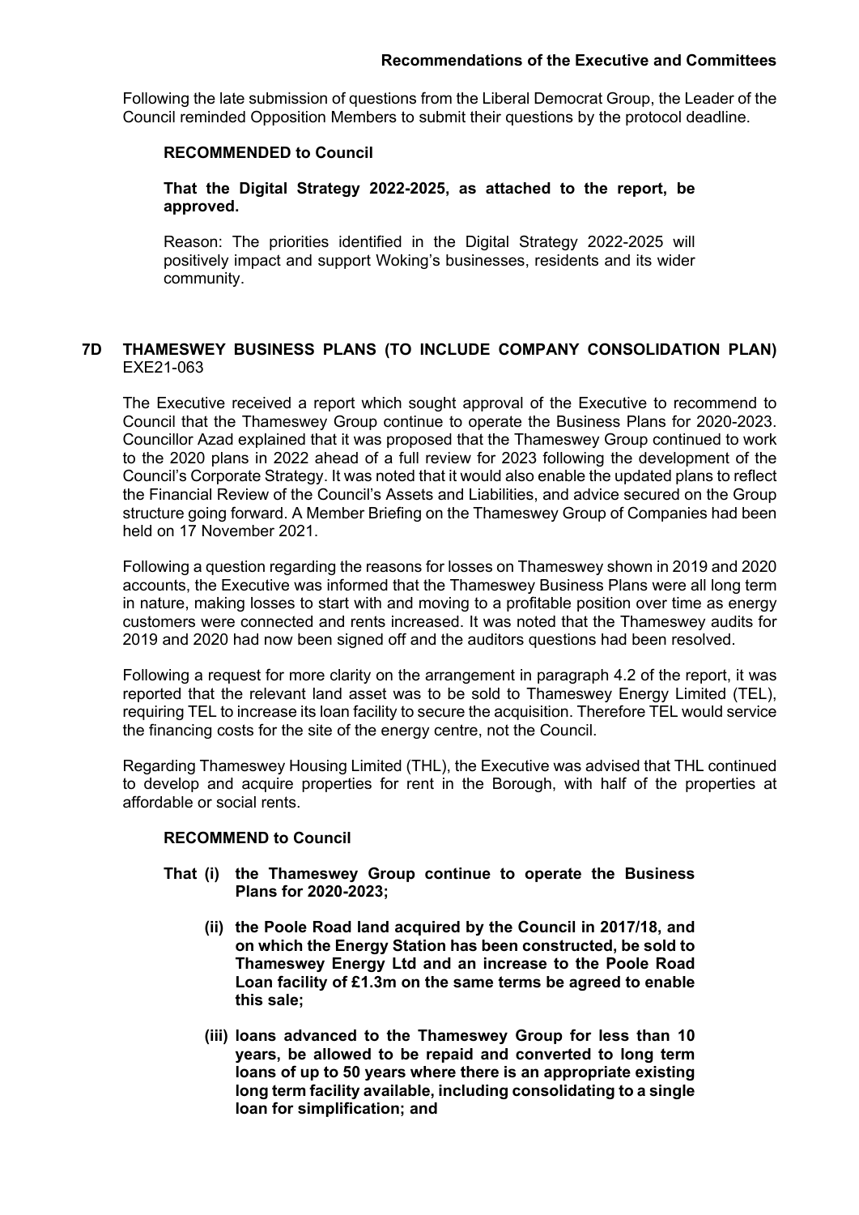Following the late submission of questions from the Liberal Democrat Group, the Leader of the Council reminded Opposition Members to submit their questions by the protocol deadline.

**RECOMMENDED to Council**

**That the Digital Strategy 2022-2025, as attached to the report, be approved.**

Reason: The priorities identified in the Digital Strategy 2022-2025 will positively impact and support Woking's businesses, residents and its wider community.

## 7D THAMESWEY BUSINESS PLANS (TO INCLUDE COMPANY CONSOLIDATION PLAN)

EXE21-063

The Executive received a report which sought approval of the Executive to recommend to Council that the Thameswey Group continue to operate the Business Plans for 2020-2023. Councillor Azad explained that it was proposed that the Thameswey Group continued to work to the 2020 plans in 2022 ahead of a full review for 2023 following the development of the Council's Corporate Strategy. It was noted that it would also enable the updated plans to reflect the Financial Review of the Council's Assets and Liabilities, and advice secured on the Group structure going forward. A Member Briefing on the Thameswey Group of Companies had been held on 17 November 2021.

Following a question regarding the reasons for losses on Thameswey shown in 2019 and 2020 accounts, the Executive was informed that the Thameswey Business Plans were all long term in nature, making losses to start with and moving to a profitable position over time as energy customers were connected and rents increased. It was noted that the Thameswey audits for 2019 and 2020 had now been signed off and the auditors questions had been resolved.

Following a request for more clarity on the arrangement in paragraph 4.2 of the report, it was reported that the relevant land asset was to be sold to Thameswey Energy Limited (TEL), requiring TEL to increase its loan facility to secure the acquisition. Therefore TEL would service the financing costs for the site of the energy centre, not the Council.

Regarding Thameswey Housing Limited (THL), the Executive was advised that THL continued to develop and acquire properties for rent in the Borough, with half of the properties at affordable or social rents.

**RECOMMEND to Council**

**That (i) the Thameswey Group continue to operate the Business Plans for 2020-2023;**

**(ii) the Poole Road land acquired by the Council in 2017/18, and on which the Energy Station has been constructed, be sold to Thameswey Energy Ltd and an increase to the Poole Road Loan facility of £1.3m on the same terms be agreed to enable this sale;**

**(iii) loans advanced to the Thameswey Group for less than 10 years, be allowed to be repaid and converted to long term loans of up to 50 years where there is an appropriate existing long term facility available, including consolidating to a single loan for simplification; and**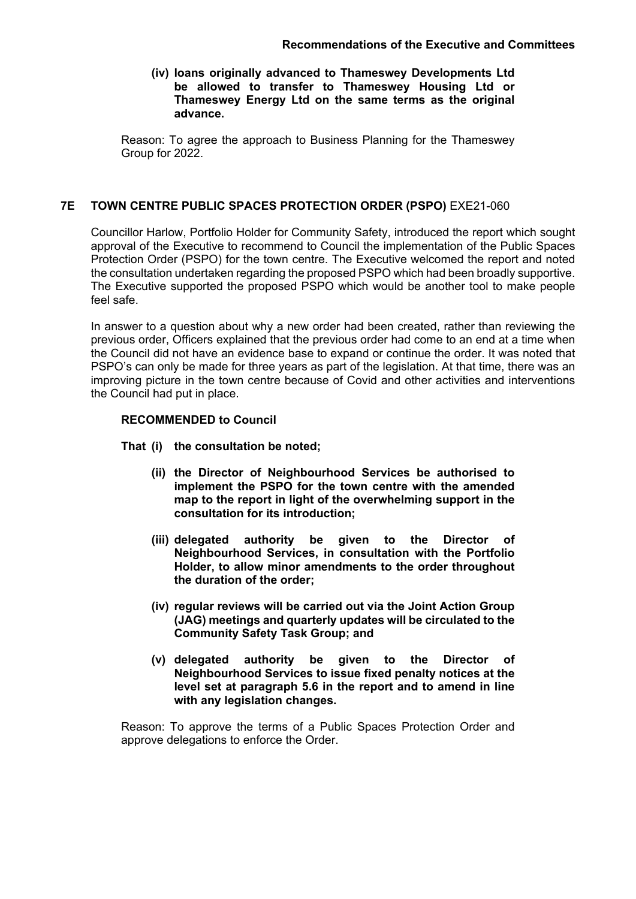**(iv) loans originally advanced to Thameswey Developments Ltd be allowed to transfer to Thameswey Housing Ltd or Thameswey Energy Ltd on the same terms as the original advance.**

Reason: To agree the approach to Business Planning for the Thameswey Group for 2022.

## 7E TOWN CENTRE PUBLIC SPACES PROTECTION ORDER (PSPO) EXE21-060

Councillor Harlow, Portfolio Holder for Community Safety, introduced the report which sought approval of the Executive to recommend to Council the implementation of the Public Spaces Protection Order (PSPO) for the town centre. The Executive welcomed the report and noted the consultation undertaken regarding the proposed PSPO which had been broadly supportive. The Executive supported the proposed PSPO which would be another tool to make people feel safe.

In answer to a question about why a new order had been created, rather than reviewing the previous order, Officers explained that the previous order had come to an end at a time when the Council did not have an evidence base to expand or continue the order. It was noted that PSPO's can only be made for three years as part of the legislation. At that time, there was an improving picture in the town centre because of Covid and other activities and interventions the Council had put in place.

**RECOMMENDED to Council**

**That (i) the consultation be noted;**

**(ii) the Director of Neighbourhood Services be authorised to implement the PSPO for the town centre with the amended map to the report in light of the overwhelming support in the consultation for its introduction;**

**(iii) delegated authority be given to the Director of Neighbourhood Services, in consultation with the Portfolio Holder, to allow minor amendments to the order throughout the duration of the order;**

**(iv) regular reviews will be carried out via the Joint Action Group (JAG) meetings and quarterly updates will be circulated to the Community Safety Task Group; and**

**(v) delegated authority be given to the Director of Neighbourhood Services to issue fixed penalty notices at the level set at paragraph 5.6 in the report and to amend in line with any legislation changes.**

Reason: To approve the terms of a Public Spaces Protection Order and approve delegations to enforce the Order.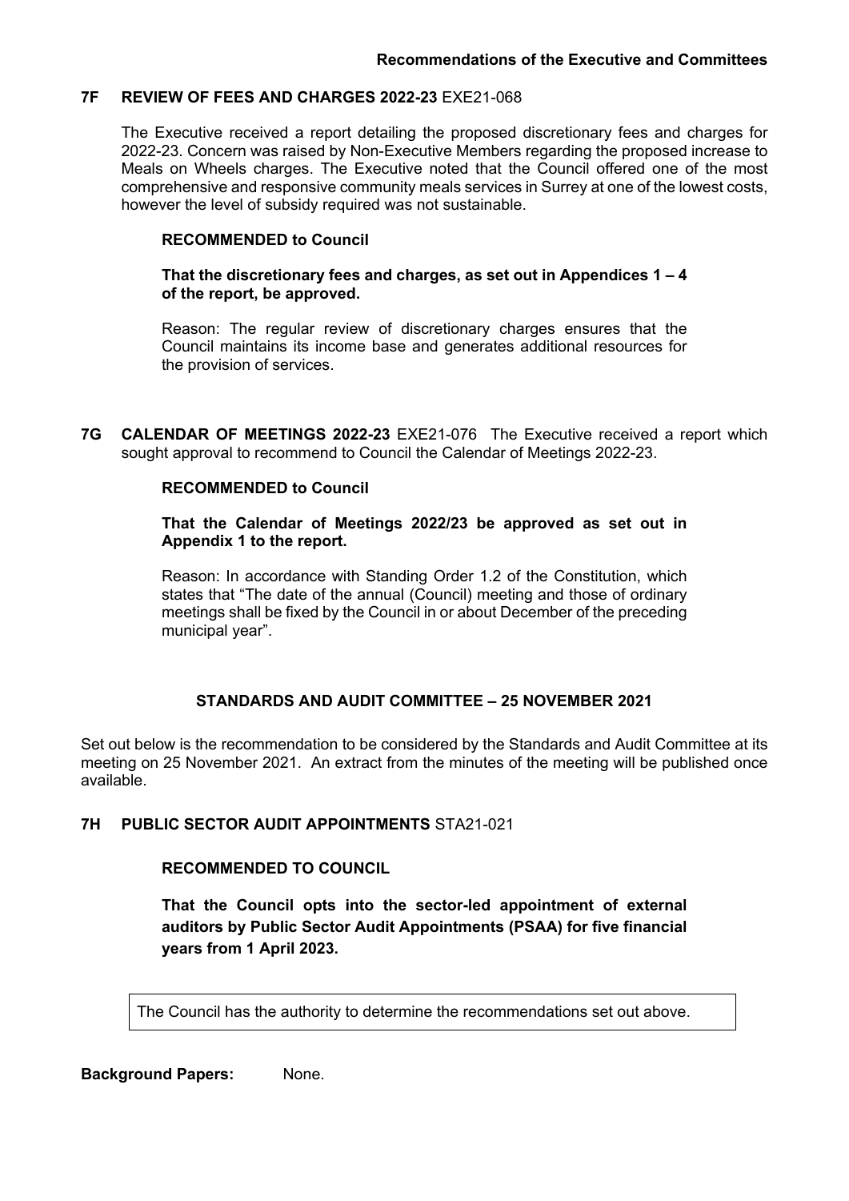**Recommendations of the Executive and Committees**

## 7F REVIEW OF FEES AND CHARGES 2022-23 EXE21-068

The Executive received a report detailing the proposed discretionary fees and charges for 2022-23. Concern was raised by Non-Executive Members regarding the proposed increase to Meals on Wheels charges. The Executive noted that the Council offered one of the most comprehensive and responsive community meals services in Surrey at one of the lowest costs, however the level of subsidy required was not sustainable.

**RECOMMENDED to Council**

**That the discretionary fees and charges, as set out in Appendices 1 – 4 of the report, be approved.**

Reason: The regular review of discretionary charges ensures that the Council maintains its income base and generates additional resources for the provision of services.

## 7G CALENDAR OF MEETINGS 2022-23 EXE21-076

The Executive received a report which sought approval to recommend to Council the Calendar of Meetings 2022-23.

**RECOMMENDED to Council**

**That the Calendar of Meetings 2022/23 be approved as set out in Appendix 1 to the report.**

Reason: In accordance with Standing Order 1.2 of the Constitution, which states that "The date of the annual (Council) meeting and those of ordinary meetings shall be fixed by the Council in or about December of the preceding municipal year".

## STANDARDS AND AUDIT COMMITTEE – 25 NOVEMBER 2021

Set out below is the recommendation to be considered by the Standards and Audit Committee at its meeting on 25 November 2021. An extract from the minutes of the meeting will be published once available.

## 7H PUBLIC SECTOR AUDIT APPOINTMENTS STA21-021

**RECOMMENDED TO COUNCIL**

**That the Council opts into the sector-led appointment of external auditors by Public Sector Audit Appointments (PSAA) for five financial years from 1 April 2023.**

The Council has the authority to determine the recommendations set out above.

**Background Papers:** None.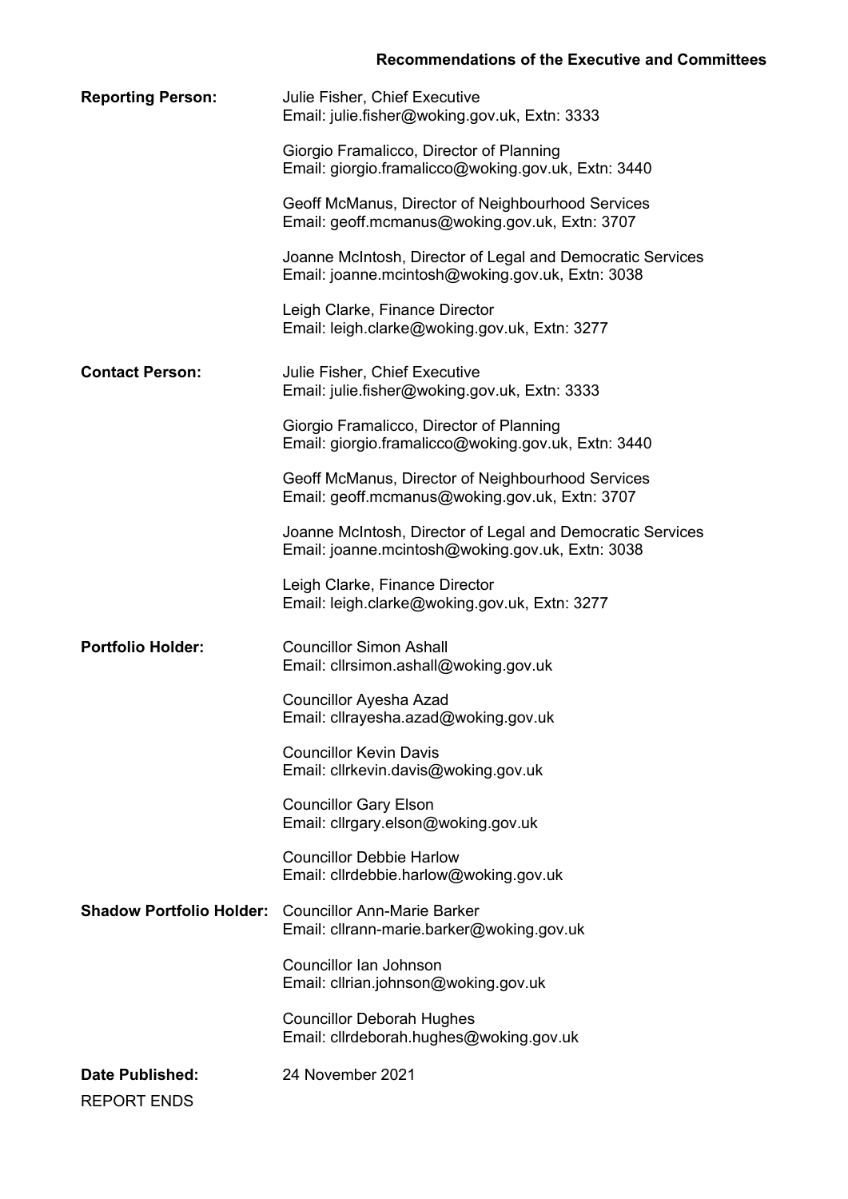**Recommendations of the Executive and Committees**

| | |
|---|---|
| **Reporting Person:** | Julie Fisher, Chief Executive<br>Email: julie.fisher@woking.gov.uk, Extn: 3333 |
| | Giorgio Framalicco, Director of Planning<br>Email: giorgio.framalicco@woking.gov.uk, Extn: 3440 |
| | Geoff McManus, Director of Neighbourhood Services<br>Email: geoff.mcmanus@woking.gov.uk, Extn: 3707 |
| | Joanne McIntosh, Director of Legal and Democratic Services<br>Email: joanne.mcintosh@woking.gov.uk, Extn: 3038 |
| | Leigh Clarke, Finance Director<br>Email: leigh.clarke@woking.gov.uk, Extn: 3277 |
| **Contact Person:** | Julie Fisher, Chief Executive<br>Email: julie.fisher@woking.gov.uk, Extn: 3333 |
| | Giorgio Framalicco, Director of Planning<br>Email: giorgio.framalicco@woking.gov.uk, Extn: 3440 |
| | Geoff McManus, Director of Neighbourhood Services<br>Email: geoff.mcmanus@woking.gov.uk, Extn: 3707 |
| | Joanne McIntosh, Director of Legal and Democratic Services<br>Email: joanne.mcintosh@woking.gov.uk, Extn: 3038 |
| | Leigh Clarke, Finance Director<br>Email: leigh.clarke@woking.gov.uk, Extn: 3277 |
| **Portfolio Holder:** | Councillor Simon Ashall<br>Email: cllrsimon.ashall@woking.gov.uk |
| | Councillor Ayesha Azad<br>Email: cllrayesha.azad@woking.gov.uk |
| | Councillor Kevin Davis<br>Email: cllrkevin.davis@woking.gov.uk |
| | Councillor Gary Elson<br>Email: cllrgary.elson@woking.gov.uk |
| | Councillor Debbie Harlow<br>Email: cllrdebbie.harlow@woking.gov.uk |
| **Shadow Portfolio Holder:** | Councillor Ann-Marie Barker<br>Email: cllrann-marie.barker@woking.gov.uk |
| | Councillor Ian Johnson<br>Email: cllrian.johnson@woking.gov.uk |
| | Councillor Deborah Hughes<br>Email: cllrdeborah.hughes@woking.gov.uk |
| **Date Published:** | 24 November 2021 |

REPORT ENDS